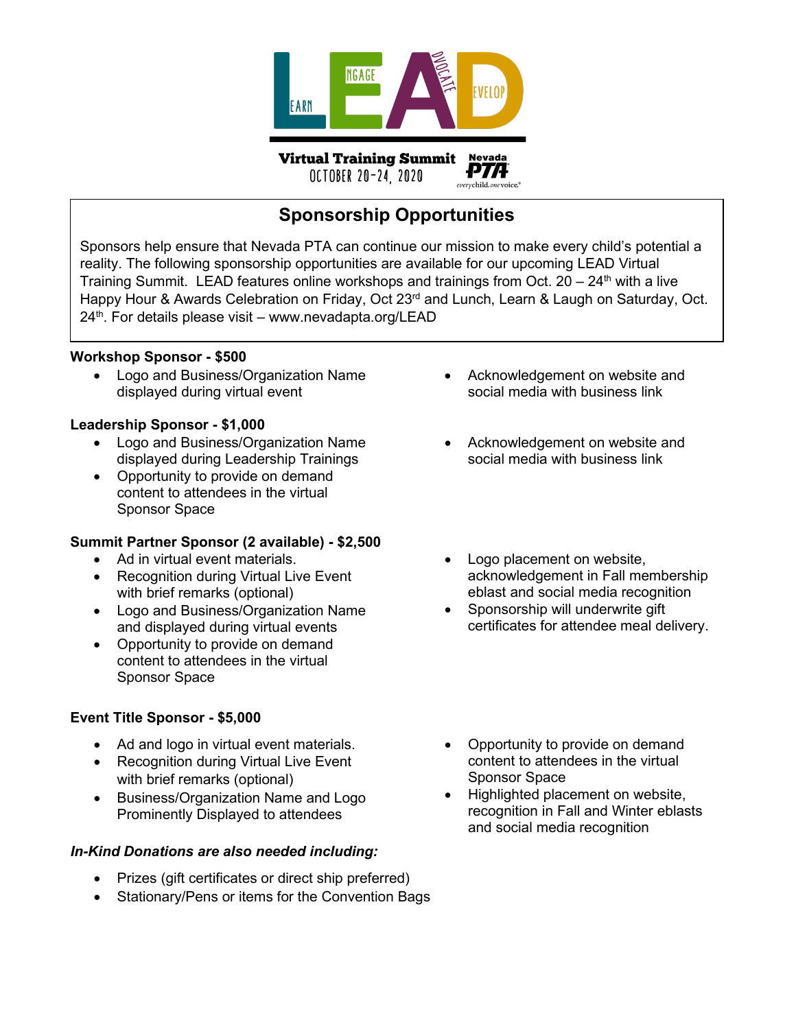# LEAD

LEARN ENGAGE ADVOCATE DEVELOP

Virtual Training Summit
OCTOBER 20-24, 2020

Nevada PTA
everychild.onevoice.

## Sponsorship Opportunities

Sponsors help ensure that Nevada PTA can continue our mission to make every child's potential a reality. The following sponsorship opportunities are available for our upcoming LEAD Virtual Training Summit. LEAD features online workshops and trainings from Oct. 20 – 24th with a live Happy Hour & Awards Celebration on Friday, Oct 23rd and Lunch, Learn & Laugh on Saturday, Oct. 24th. For details please visit – www.nevadapta.org/LEAD

**Workshop Sponsor - $500**

- Logo and Business/Organization Name displayed during virtual event
- Acknowledgement on website and social media with business link

**Leadership Sponsor - $1,000**

- Logo and Business/Organization Name displayed during Leadership Trainings
- Opportunity to provide on demand content to attendees in the virtual Sponsor Space
- Acknowledgement on website and social media with business link

**Summit Partner Sponsor (2 available) - $2,500**

- Ad in virtual event materials.
- Recognition during Virtual Live Event with brief remarks (optional)
- Logo and Business/Organization Name and displayed during virtual events
- Opportunity to provide on demand content to attendees in the virtual Sponsor Space
- Logo placement on website, acknowledgement in Fall membership eblast and social media recognition
- Sponsorship will underwrite gift certificates for attendee meal delivery.

**Event Title Sponsor - $5,000**

- Ad and logo in virtual event materials.
- Recognition during Virtual Live Event with brief remarks (optional)
- Business/Organization Name and Logo Prominently Displayed to attendees
- Opportunity to provide on demand content to attendees in the virtual Sponsor Space
- Highlighted placement on website, recognition in Fall and Winter eblasts and social media recognition

***In-Kind Donations are also needed including:***

- Prizes (gift certificates or direct ship preferred)
- Stationary/Pens or items for the Convention Bags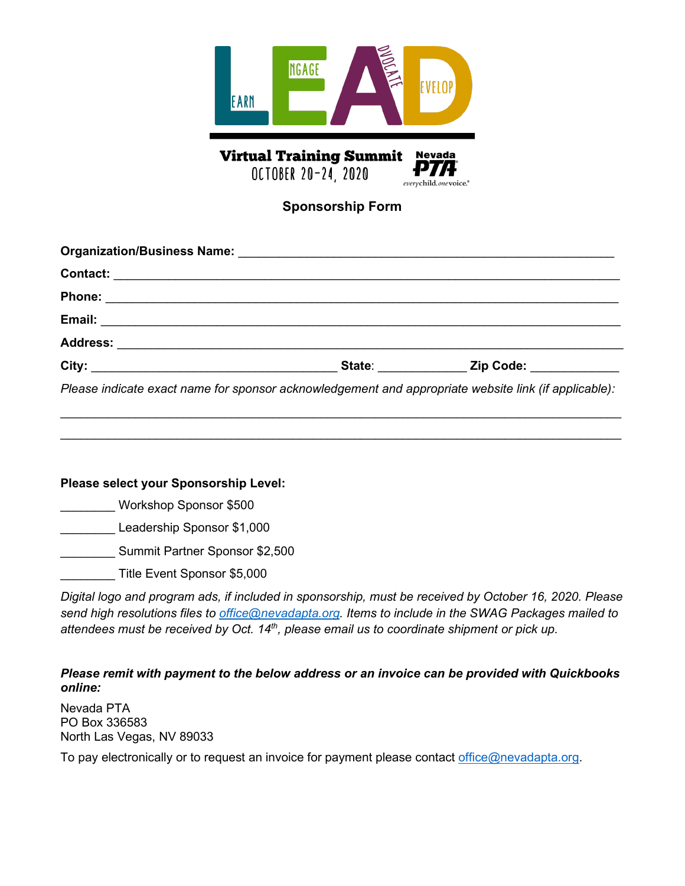# LEAD

LEARN ENGAGE ADVOCATE DEVELOP

**Virtual Training Summit**
OCTOBER 20-24, 2020

Nevada PTA
every child. one voice.

## Sponsorship Form

**Organization/Business Name:** ____________________________________________________

**Contact:** ____________________________________________________________________

**Phone:** _____________________________________________________________________

**Email:** ______________________________________________________________________

**Address:** ____________________________________________________________________

**City:** ________________________________ **State:** ____________ **Zip Code:** ____________

*Please indicate exact name for sponsor acknowledgement and appropriate website link (if applicable):*

_________________________________________________________________________________

_________________________________________________________________________________

**Please select your Sponsorship Level:**

________ Workshop Sponsor $500

________ Leadership Sponsor $1,000

________ Summit Partner Sponsor $2,500

________ Title Event Sponsor $5,000

*Digital logo and program ads, if included in sponsorship, must be received by October 16, 2020. Please send high resolutions files to office@nevadapta.org. Items to include in the SWAG Packages mailed to attendees must be received by Oct. 14th, please email us to coordinate shipment or pick up.*

***Please remit with payment to the below address or an invoice can be provided with Quickbooks online:***

Nevada PTA
PO Box 336583
North Las Vegas, NV 89033

To pay electronically or to request an invoice for payment please contact office@nevadapta.org.